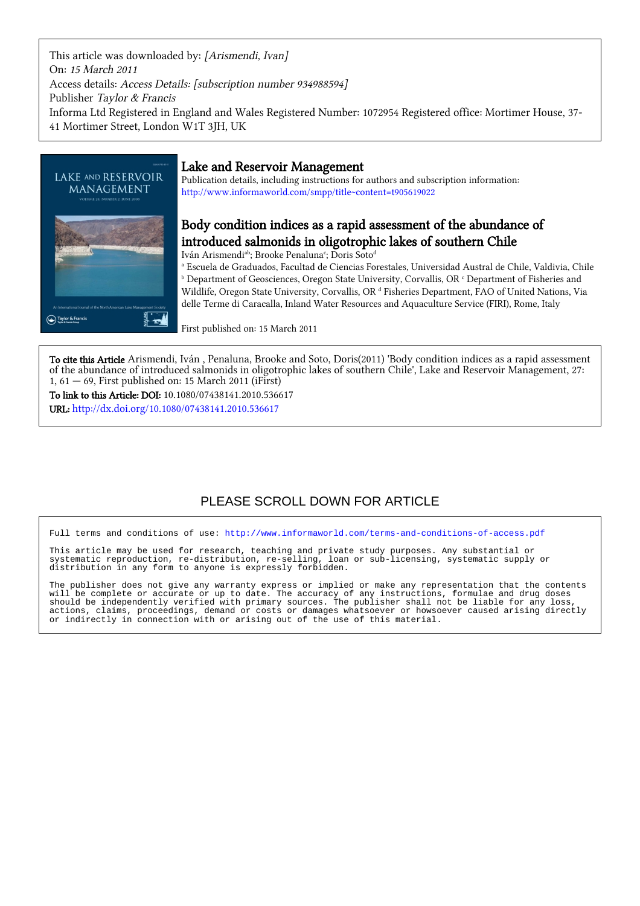This article was downloaded by: *[Arismendi, Ivan]*
On: *15 March 2011*
Access details: *Access Details: [subscription number 934988594]*
Publisher *Taylor & Francis*
Informa Ltd Registered in England and Wales Registered Number: 1072954 Registered office: Mortimer House, 37-41 Mortimer Street, London W1T 3JH, UK

# Lake and Reservoir Management

Publication details, including instructions for authors and subscription information:
http://www.informaworld.com/smpp/title~content=t905619022

## Body condition indices as a rapid assessment of the abundance of introduced salmonids in oligotrophic lakes of southern Chile

Iván Arismendi[ab]; Brooke Penaluna[c]; Doris Soto[d]

[a] Escuela de Graduados, Facultad de Ciencias Forestales, Universidad Austral de Chile, Valdivia, Chile [b] Department of Geosciences, Oregon State University, Corvallis, OR [c] Department of Fisheries and Wildlife, Oregon State University, Corvallis, OR [d] Fisheries Department, FAO of United Nations, Via delle Terme di Caracalla, Inland Water Resources and Aquaculture Service (FIRI), Rome, Italy

First published on: 15 March 2011

**To cite this Article** Arismendi, Iván , Penaluna, Brooke and Soto, Doris(2011) 'Body condition indices as a rapid assessment of the abundance of introduced salmonids in oligotrophic lakes of southern Chile', Lake and Reservoir Management, 27: 1, 61 — 69, First published on: 15 March 2011 (iFirst)

**To link to this Article: DOI:** 10.1080/07438141.2010.536617

**URL:** http://dx.doi.org/10.1080/07438141.2010.536617

PLEASE SCROLL DOWN FOR ARTICLE

Full terms and conditions of use: http://www.informaworld.com/terms-and-conditions-of-access.pdf

This article may be used for research, teaching and private study purposes. Any substantial or systematic reproduction, re-distribution, re-selling, loan or sub-licensing, systematic supply or distribution in any form to anyone is expressly forbidden.

The publisher does not give any warranty express or implied or make any representation that the contents will be complete or accurate or up to date. The accuracy of any instructions, formulae and drug doses should be independently verified with primary sources. The publisher shall not be liable for any loss, actions, claims, proceedings, demand or costs or damages whatsoever or howsoever caused arising directly or indirectly in connection with or arising out of the use of this material.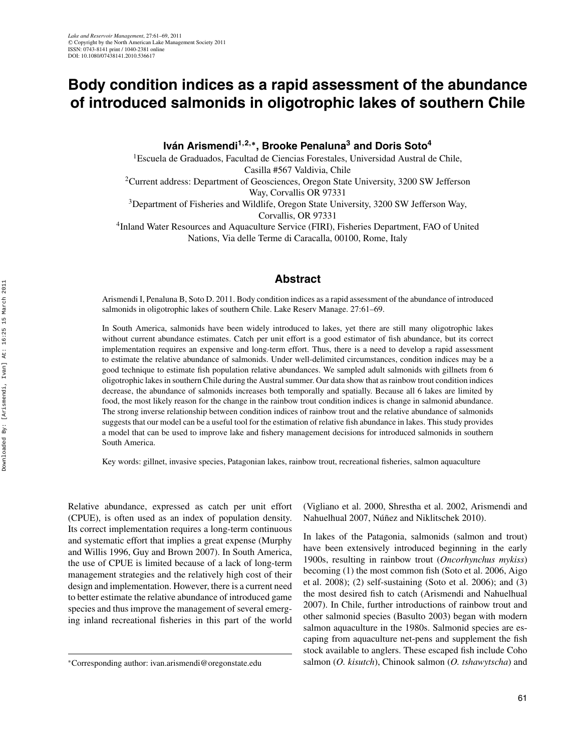# Body condition indices as a rapid assessment of the abundance of introduced salmonids in oligotrophic lakes of southern Chile

**Iván Arismendi[1,2,*], Brooke Penaluna[3] and Doris Soto[4]**

[1]Escuela de Graduados, Facultad de Ciencias Forestales, Universidad Austral de Chile, Casilla #567 Valdivia, Chile

[2]Current address: Department of Geosciences, Oregon State University, 3200 SW Jefferson Way, Corvallis OR 97331

[3]Department of Fisheries and Wildlife, Oregon State University, 3200 SW Jefferson Way, Corvallis, OR 97331

[4]Inland Water Resources and Aquaculture Service (FIRI), Fisheries Department, FAO of United Nations, Via delle Terme di Caracalla, 00100, Rome, Italy

## Abstract

Arismendi I, Penaluna B, Soto D. 2011. Body condition indices as a rapid assessment of the abundance of introduced salmonids in oligotrophic lakes of southern Chile. Lake Reserv Manage. 27:61–69.

In South America, salmonids have been widely introduced to lakes, yet there are still many oligotrophic lakes without current abundance estimates. Catch per unit effort is a good estimator of fish abundance, but its correct implementation requires an expensive and long-term effort. Thus, there is a need to develop a rapid assessment to estimate the relative abundance of salmonids. Under well-delimited circumstances, condition indices may be a good technique to estimate fish population relative abundances. We sampled adult salmonids with gillnets from 6 oligotrophic lakes in southern Chile during the Austral summer. Our data show that as rainbow trout condition indices decrease, the abundance of salmonids increases both temporally and spatially. Because all 6 lakes are limited by food, the most likely reason for the change in the rainbow trout condition indices is change in salmonid abundance. The strong inverse relationship between condition indices of rainbow trout and the relative abundance of salmonids suggests that our model can be a useful tool for the estimation of relative fish abundance in lakes. This study provides a model that can be used to improve lake and fishery management decisions for introduced salmonids in southern South America.

Key words: gillnet, invasive species, Patagonian lakes, rainbow trout, recreational fisheries, salmon aquaculture

Relative abundance, expressed as catch per unit effort (CPUE), is often used as an index of population density. Its correct implementation requires a long-term continuous and systematic effort that implies a great expense (Murphy and Willis 1996, Guy and Brown 2007). In South America, the use of CPUE is limited because of a lack of long-term management strategies and the relatively high cost of their design and implementation. However, there is a current need to better estimate the relative abundance of introduced game species and thus improve the management of several emerging inland recreational fisheries in this part of the world (Vigliano et al. 2000, Shrestha et al. 2002, Arismendi and Nahuelhual 2007, Núñez and Niklitschek 2010).

In lakes of the Patagonia, salmonids (salmon and trout) have been extensively introduced beginning in the early 1900s, resulting in rainbow trout (*Oncorhynchus mykiss*) becoming (1) the most common fish (Soto et al. 2006, Aigo et al. 2008); (2) self-sustaining (Soto et al. 2006); and (3) the most desired fish to catch (Arismendi and Nahuelhual 2007). In Chile, further introductions of rainbow trout and other salmonid species (Basulto 2003) began with modern salmon aquaculture in the 1980s. Salmonid species are escaping from aquaculture net-pens and supplement the fish stock available to anglers. These escaped fish include Coho salmon (*O. kisutch*), Chinook salmon (*O. tshawytscha*) and

*Corresponding author: ivan.arismendi@oregonstate.edu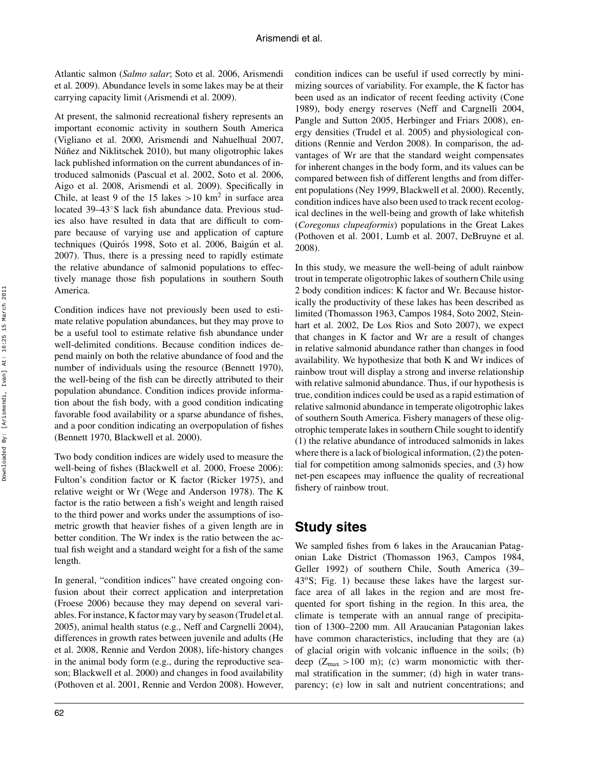Atlantic salmon (*Salmo salar*; Soto et al. 2006, Arismendi et al. 2009). Abundance levels in some lakes may be at their carrying capacity limit (Arismendi et al. 2009).

At present, the salmonid recreational fishery represents an important economic activity in southern South America (Vigliano et al. 2000, Arismendi and Nahuelhual 2007, Núñez and Niklitschek 2010), but many oligotrophic lakes lack published information on the current abundances of introduced salmonids (Pascual et al. 2002, Soto et al. 2006, Aigo et al. 2008, Arismendi et al. 2009). Specifically in Chile, at least 9 of the 15 lakes $>10$ km$^2$ in surface area located 39–43°S lack fish abundance data. Previous studies also have resulted in data that are difficult to compare because of varying use and application of capture techniques (Quirós 1998, Soto et al. 2006, Baigún et al. 2007). Thus, there is a pressing need to rapidly estimate the relative abundance of salmonid populations to effectively manage those fish populations in southern South America.

Condition indices have not previously been used to estimate relative population abundances, but they may prove to be a useful tool to estimate relative fish abundance under well-delimited conditions. Because condition indices depend mainly on both the relative abundance of food and the number of individuals using the resource (Bennett 1970), the well-being of the fish can be directly attributed to their population abundance. Condition indices provide information about the fish body, with a good condition indicating favorable food availability or a sparse abundance of fishes, and a poor condition indicating an overpopulation of fishes (Bennett 1970, Blackwell et al. 2000).

Two body condition indices are widely used to measure the well-being of fishes (Blackwell et al. 2000, Froese 2006): Fulton's condition factor or K factor (Ricker 1975), and relative weight or Wr (Wege and Anderson 1978). The K factor is the ratio between a fish's weight and length raised to the third power and works under the assumptions of isometric growth that heavier fishes of a given length are in better condition. The Wr index is the ratio between the actual fish weight and a standard weight for a fish of the same length.

In general, "condition indices" have created ongoing confusion about their correct application and interpretation (Froese 2006) because they may depend on several variables. For instance, K factor may vary by season (Trudel et al. 2005), animal health status (e.g., Neff and Cargnelli 2004), differences in growth rates between juvenile and adults (He et al. 2008, Rennie and Verdon 2008), life-history changes in the animal body form (e.g., during the reproductive season; Blackwell et al. 2000) and changes in food availability (Pothoven et al. 2001, Rennie and Verdon 2008). However, condition indices can be useful if used correctly by minimizing sources of variability. For example, the K factor has been used as an indicator of recent feeding activity (Cone 1989), body energy reserves (Neff and Cargnelli 2004, Pangle and Sutton 2005, Herbinger and Friars 2008), energy densities (Trudel et al. 2005) and physiological conditions (Rennie and Verdon 2008). In comparison, the advantages of Wr are that the standard weight compensates for inherent changes in the body form, and its values can be compared between fish of different lengths and from different populations (Ney 1999, Blackwell et al. 2000). Recently, condition indices have also been used to track recent ecological declines in the well-being and growth of lake whitefish (*Coregonus clupeaformis*) populations in the Great Lakes (Pothoven et al. 2001, Lumb et al. 2007, DeBruyne et al. 2008).

In this study, we measure the well-being of adult rainbow trout in temperate oligotrophic lakes of southern Chile using 2 body condition indices: K factor and Wr. Because historically the productivity of these lakes has been described as limited (Thomasson 1963, Campos 1984, Soto 2002, Steinhart et al. 2002, De Los Rios and Soto 2007), we expect that changes in K factor and Wr are a result of changes in relative salmonid abundance rather than changes in food availability. We hypothesize that both K and Wr indices of rainbow trout will display a strong and inverse relationship with relative salmonid abundance. Thus, if our hypothesis is true, condition indices could be used as a rapid estimation of relative salmonid abundance in temperate oligotrophic lakes of southern South America. Fishery managers of these oligotrophic temperate lakes in southern Chile sought to identify (1) the relative abundance of introduced salmonids in lakes where there is a lack of biological information, (2) the potential for competition among salmonids species, and (3) how net-pen escapees may influence the quality of recreational fishery of rainbow trout.

## Study sites

We sampled fishes from 6 lakes in the Araucanian Patagonian Lake District (Thomasson 1963, Campos 1984, Geller 1992) of southern Chile, South America (39–43°S; Fig. 1) because these lakes have the largest surface area of all lakes in the region and are most frequented for sport fishing in the region. In this area, the climate is temperate with an annual range of precipitation of 1300–2200 mm. All Araucanian Patagonian lakes have common characteristics, including that they are (a) of glacial origin with volcanic influence in the soils; (b) deep ($Z_{max} > 100$ m); (c) warm monomictic with thermal stratification in the summer; (d) high in water transparency; (e) low in salt and nutrient concentrations; and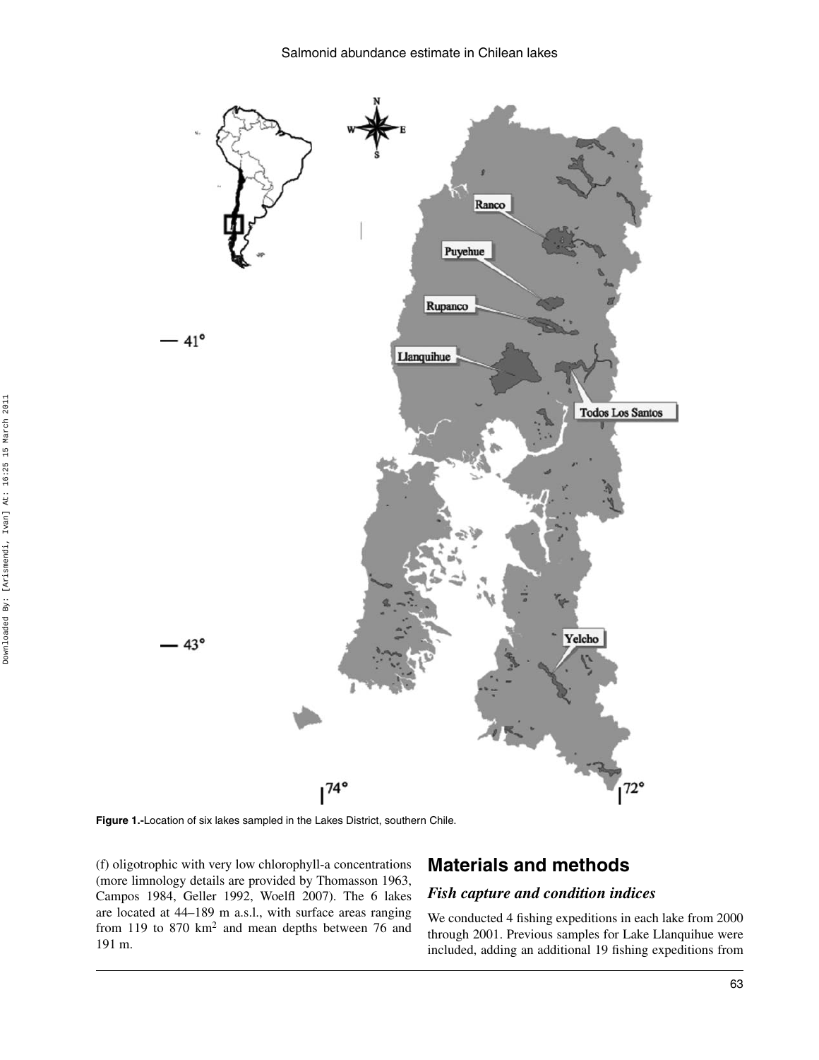Figure 1.-Location of six lakes sampled in the Lakes District, southern Chile.

(f) oligotrophic with very low chlorophyll-a concentrations (more limnology details are provided by Thomasson 1963, Campos 1984, Geller 1992, Woelfl 2007). The 6 lakes are located at 44–189 m a.s.l., with surface areas ranging from 119 to 870 km$^2$ and mean depths between 76 and 191 m.

## Materials and methods

### *Fish capture and condition indices*

We conducted 4 fishing expeditions in each lake from 2000 through 2001. Previous samples for Lake Llanquihue were included, adding an additional 19 fishing expeditions from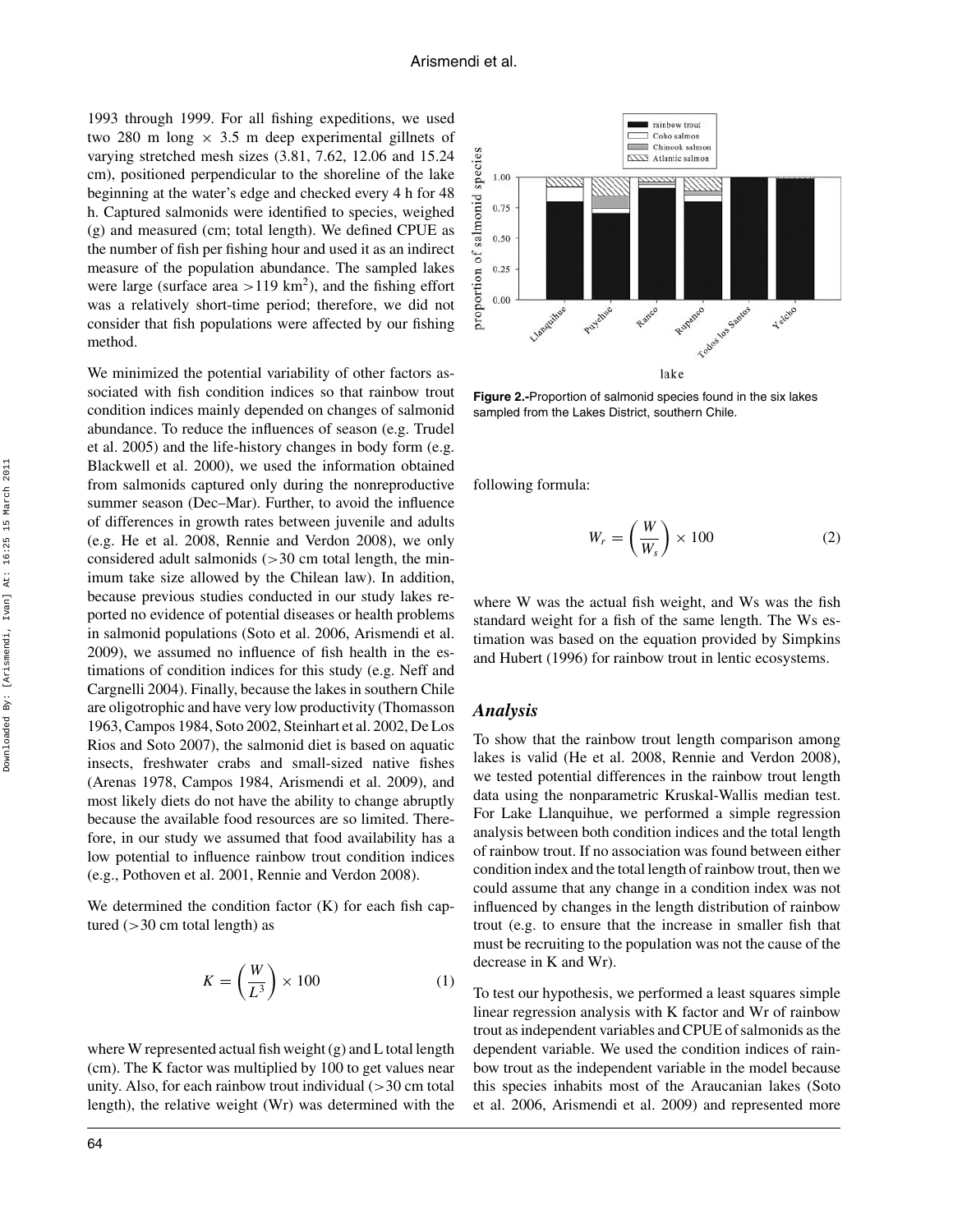1993 through 1999. For all fishing expeditions, we used two 280 m long × 3.5 m deep experimental gillnets of varying stretched mesh sizes (3.81, 7.62, 12.06 and 15.24 cm), positioned perpendicular to the shoreline of the lake beginning at the water's edge and checked every 4 h for 48 h. Captured salmonids were identified to species, weighed (g) and measured (cm; total length). We defined CPUE as the number of fish per fishing hour and used it as an indirect measure of the population abundance. The sampled lakes were large (surface area >119 km$^2$), and the fishing effort was a relatively short-time period; therefore, we did not consider that fish populations were affected by our fishing method.

We minimized the potential variability of other factors associated with fish condition indices so that rainbow trout condition indices mainly depended on changes of salmonid abundance. To reduce the influences of season (e.g. Trudel et al. 2005) and the life-history changes in body form (e.g. Blackwell et al. 2000), we used the information obtained from salmonids captured only during the nonreproductive summer season (Dec–Mar). Further, to avoid the influence of differences in growth rates between juvenile and adults (e.g. He et al. 2008, Rennie and Verdon 2008), we only considered adult salmonids (>30 cm total length, the minimum take size allowed by the Chilean law). In addition, because previous studies conducted in our study lakes reported no evidence of potential diseases or health problems in salmonid populations (Soto et al. 2006, Arismendi et al. 2009), we assumed no influence of fish health in the estimations of condition indices for this study (e.g. Neff and Cargnelli 2004). Finally, because the lakes in southern Chile are oligotrophic and have very low productivity (Thomasson 1963, Campos 1984, Soto 2002, Steinhart et al. 2002, De Los Rios and Soto 2007), the salmonid diet is based on aquatic insects, freshwater crabs and small-sized native fishes (Arenas 1978, Campos 1984, Arismendi et al. 2009), and most likely diets do not have the ability to change abruptly because the available food resources are so limited. Therefore, in our study we assumed that food availability has a low potential to influence rainbow trout condition indices (e.g., Pothoven et al. 2001, Rennie and Verdon 2008).

We determined the condition factor (K) for each fish captured (>30 cm total length) as

$$K = \left(\frac{W}{L^3}\right) \times 100 \tag{1}$$

where W represented actual fish weight (g) and L total length (cm). The K factor was multiplied by 100 to get values near unity. Also, for each rainbow trout individual (>30 cm total length), the relative weight (Wr) was determined with the following formula:

$$W_r = \left(\frac{W}{W_s}\right) \times 100 \tag{2}$$

where W was the actual fish weight, and Ws was the fish standard weight for a fish of the same length. The Ws estimation was based on the equation provided by Simpkins and Hubert (1996) for rainbow trout in lentic ecosystems.

**Figure 2.-**Proportion of salmonid species found in the six lakes sampled from the Lakes District, southern Chile.

### *Analysis*

To show that the rainbow trout length comparison among lakes is valid (He et al. 2008, Rennie and Verdon 2008), we tested potential differences in the rainbow trout length data using the nonparametric Kruskal-Wallis median test. For Lake Llanquihue, we performed a simple regression analysis between both condition indices and the total length of rainbow trout. If no association was found between either condition index and the total length of rainbow trout, then we could assume that any change in a condition index was not influenced by changes in the length distribution of rainbow trout (e.g. to ensure that the increase in smaller fish that must be recruiting to the population was not the cause of the decrease in K and Wr).

To test our hypothesis, we performed a least squares simple linear regression analysis with K factor and Wr of rainbow trout as independent variables and CPUE of salmonids as the dependent variable. We used the condition indices of rainbow trout as the independent variable in the model because this species inhabits most of the Araucanian lakes (Soto et al. 2006, Arismendi et al. 2009) and represented more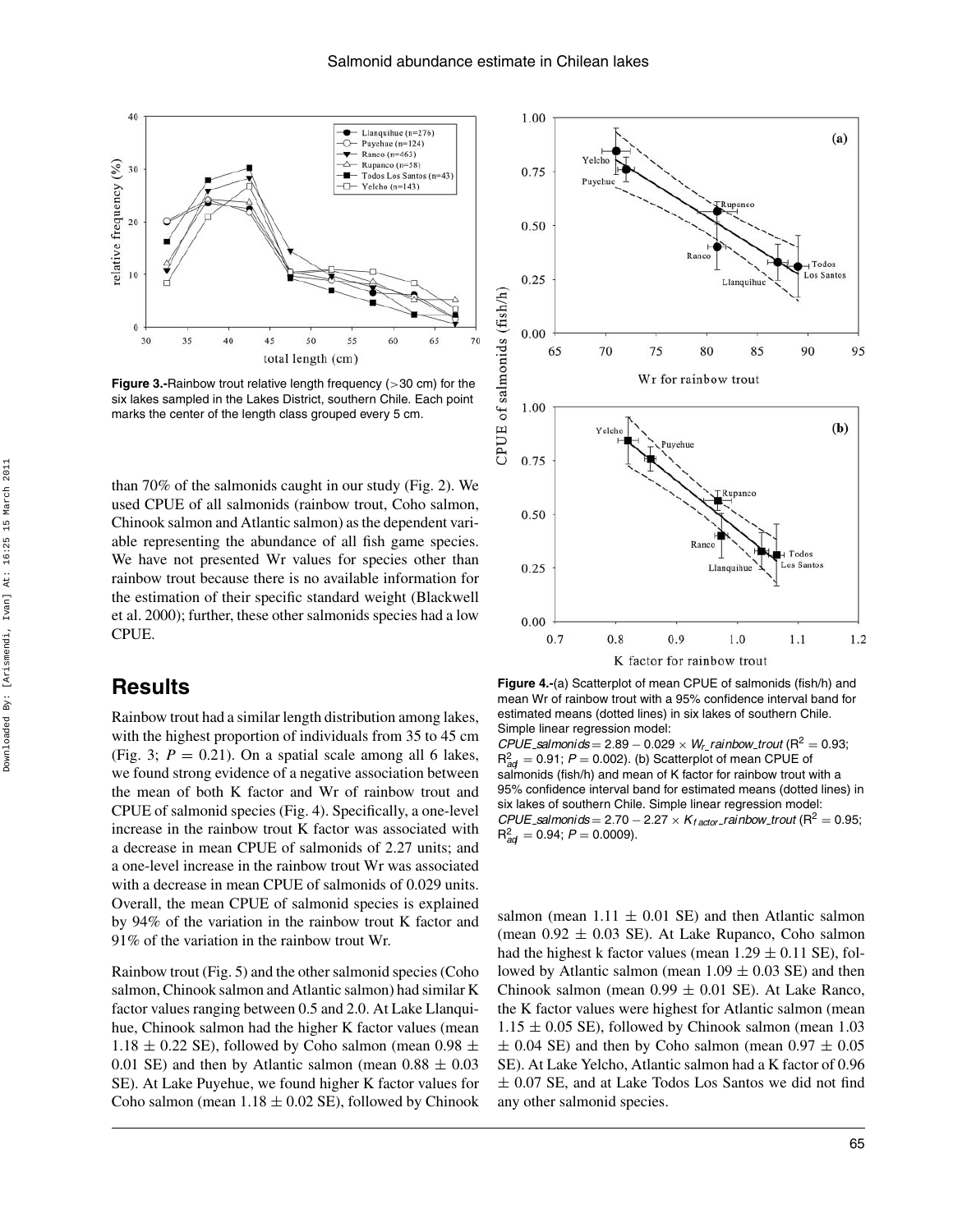**Figure 3.-**Rainbow trout relative length frequency (>30 cm) for the six lakes sampled in the Lakes District, southern Chile. Each point marks the center of the length class grouped every 5 cm.

than 70% of the salmonids caught in our study (Fig. 2). We used CPUE of all salmonids (rainbow trout, Coho salmon, Chinook salmon and Atlantic salmon) as the dependent variable representing the abundance of all fish game species. We have not presented Wr values for species other than rainbow trout because there is no available information for the estimation of their specific standard weight (Blackwell et al. 2000); further, these other salmonids species had a low CPUE.

## Results

Rainbow trout had a similar length distribution among lakes, with the highest proportion of individuals from 35 to 45 cm (Fig. 3; $P = 0.21$). On a spatial scale among all 6 lakes, we found strong evidence of a negative association between the mean of both K factor and Wr of rainbow trout and CPUE of salmonid species (Fig. 4). Specifically, a one-level increase in the rainbow trout K factor was associated with a decrease in mean CPUE of salmonids of 2.27 units; and a one-level increase in the rainbow trout Wr was associated with a decrease in mean CPUE of salmonids of 0.029 units. Overall, the mean CPUE of salmonid species is explained by 94% of the variation in the rainbow trout K factor and 91% of the variation in the rainbow trout Wr.

Rainbow trout (Fig. 5) and the other salmonid species (Coho salmon, Chinook salmon and Atlantic salmon) had similar K factor values ranging between 0.5 and 2.0. At Lake Llanquihue, Chinook salmon had the higher K factor values (mean 1.18 ± 0.22 SE), followed by Coho salmon (mean 0.98 ± 0.01 SE) and then by Atlantic salmon (mean 0.88 ± 0.03 SE). At Lake Puyehue, we found higher K factor values for Coho salmon (mean 1.18 ± 0.02 SE), followed by Chinook salmon (mean 1.11 ± 0.01 SE) and then Atlantic salmon (mean 0.92 ± 0.03 SE). At Lake Rupanco, Coho salmon had the highest k factor values (mean 1.29 ± 0.11 SE), followed by Atlantic salmon (mean 1.09 ± 0.03 SE) and then Chinook salmon (mean 0.99 ± 0.01 SE). At Lake Ranco, the K factor values were highest for Atlantic salmon (mean 1.15 ± 0.05 SE), followed by Chinook salmon (mean 1.03 ± 0.04 SE) and then by Coho salmon (mean 0.97 ± 0.05 SE). At Lake Yelcho, Atlantic salmon had a K factor of 0.96 ± 0.07 SE, and at Lake Todos Los Santos we did not find any other salmonid species.

**Figure 4.-**(a) Scatterplot of mean CPUE of salmonids (fish/h) and mean Wr of rainbow trout with a 95% confidence interval band for estimated means (dotted lines) in six lakes of southern Chile. Simple linear regression model: $CPUE\_salmonids = 2.89 - 0.029 \times W_r\_rainbow\_trout$ ($R^2 = 0.93$; $R^2_{adj} = 0.91$; $P = 0.002$). (b) Scatterplot of mean CPUE of salmonids (fish/h) and mean of K factor for rainbow trout with a 95% confidence interval band for estimated means (dotted lines) in six lakes of southern Chile. Simple linear regression model: $CPUE\_salmonids = 2.70 - 2.27 \times K_{factor}\_rainbow\_trout$ ($R^2 = 0.95$; $R^2_{adj} = 0.94$; $P = 0.0009$).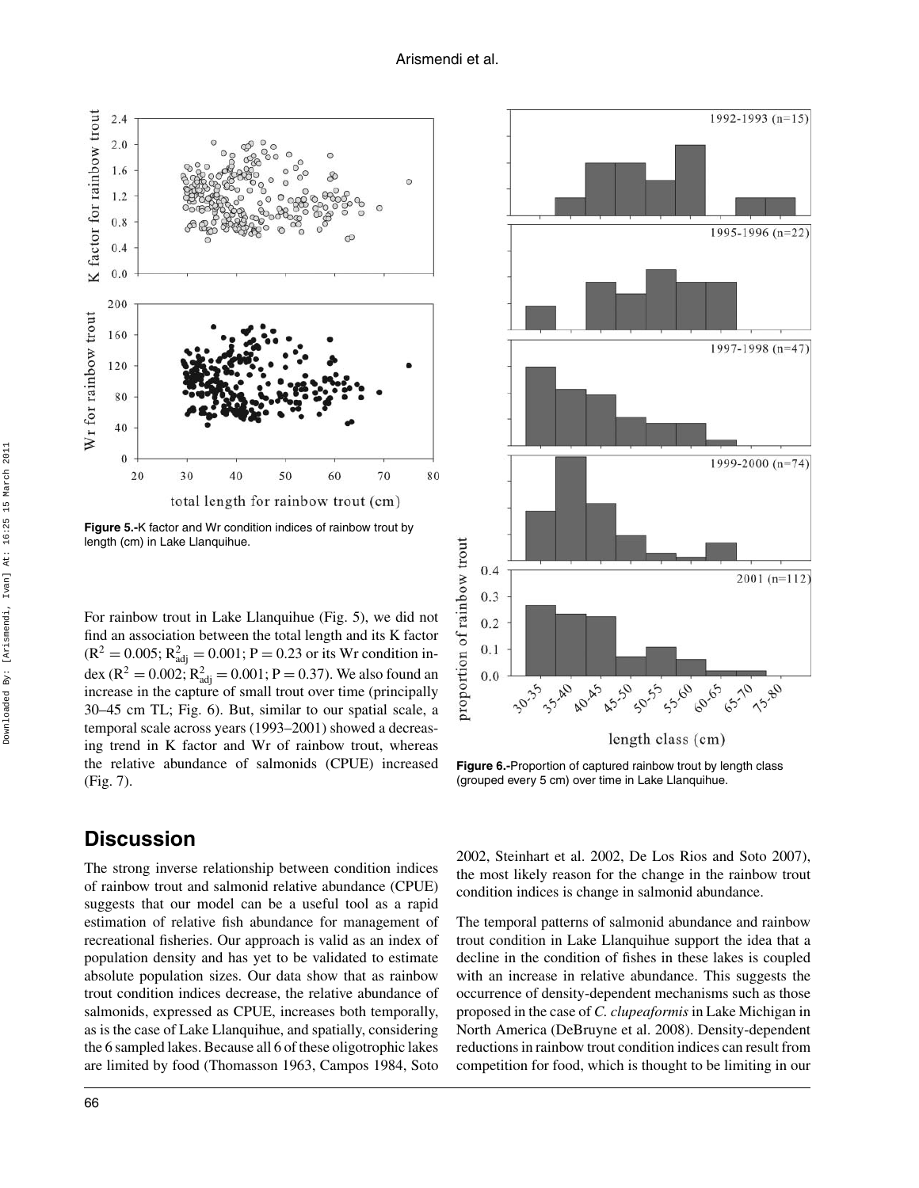Figure 5.-K factor and Wr condition indices of rainbow trout by length (cm) in Lake Llanquihue.

For rainbow trout in Lake Llanquihue (Fig. 5), we did not find an association between the total length and its K factor ($R^2 = 0.005$; $R^2_{adj} = 0.001$; $P = 0.23$ or its Wr condition index ($R^2 = 0.002$; $R^2_{adj} = 0.001$; $P = 0.37$). We also found an increase in the capture of small trout over time (principally 30–45 cm TL; Fig. 6). But, similar to our spatial scale, a temporal scale across years (1993–2001) showed a decreasing trend in K factor and Wr of rainbow trout, whereas the relative abundance of salmonids (CPUE) increased (Fig. 7).

Figure 6.-Proportion of captured rainbow trout by length class (grouped every 5 cm) over time in Lake Llanquihue.

## Discussion

The strong inverse relationship between condition indices of rainbow trout and salmonid relative abundance (CPUE) suggests that our model can be a useful tool as a rapid estimation of relative fish abundance for management of recreational fisheries. Our approach is valid as an index of population density and has yet to be validated to estimate absolute population sizes. Our data show that as rainbow trout condition indices decrease, the relative abundance of salmonids, expressed as CPUE, increases both temporally, as is the case of Lake Llanquihue, and spatially, considering the 6 sampled lakes. Because all 6 of these oligotrophic lakes are limited by food (Thomasson 1963, Campos 1984, Soto 2002, Steinhart et al. 2002, De Los Rios and Soto 2007), the most likely reason for the change in the rainbow trout condition indices is change in salmonid abundance.

The temporal patterns of salmonid abundance and rainbow trout condition in Lake Llanquihue support the idea that a decline in the condition of fishes in these lakes is coupled with an increase in relative abundance. This suggests the occurrence of density-dependent mechanisms such as those proposed in the case of *C. clupeaformis* in Lake Michigan in North America (DeBruyne et al. 2008). Density-dependent reductions in rainbow trout condition indices can result from competition for food, which is thought to be limiting in our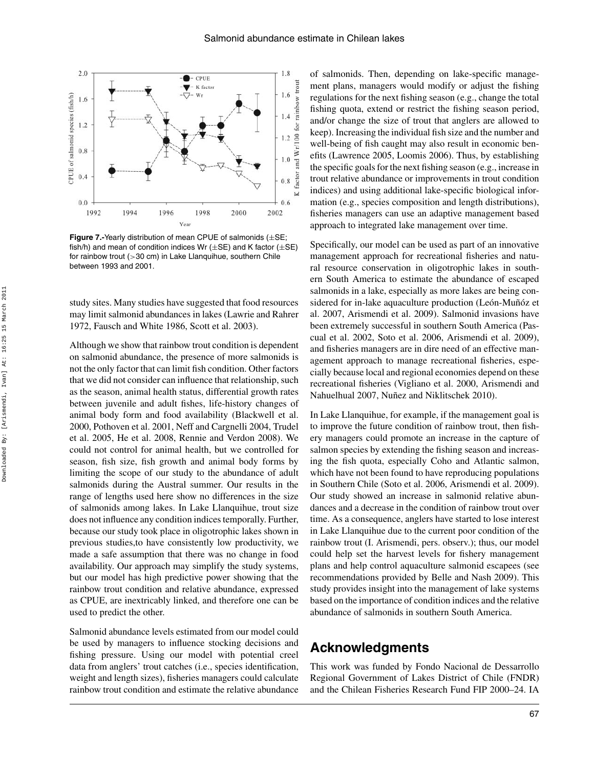2.0
1.6
1.2
0.8
0.4
0.0
CPUE of salmonid species (fish/h)
1.8
1.6
1.4
1.2
1.0
0.8
0.6
K factor and Wr/100 for rainbow trout
CPUE
K factor
Wr
1992
1994
1996
1998
2000
2002
Year

**Figure 7.**-Yearly distribution of mean CPUE of salmonids (±SE; fish/h) and mean of condition indices Wr (±SE) and K factor (±SE) for rainbow trout (>30 cm) in Lake Llanquihue, southern Chile between 1993 and 2001.

study sites. Many studies have suggested that food resources may limit salmonid abundances in lakes (Lawrie and Rahrer 1972, Fausch and White 1986, Scott et al. 2003).

Although we show that rainbow trout condition is dependent on salmonid abundance, the presence of more salmonids is not the only factor that can limit fish condition. Other factors that we did not consider can influence that relationship, such as the season, animal health status, differential growth rates between juvenile and adult fishes, life-history changes of animal body form and food availability (Blackwell et al. 2000, Pothoven et al. 2001, Neff and Cargnelli 2004, Trudel et al. 2005, He et al. 2008, Rennie and Verdon 2008). We could not control for animal health, but we controlled for season, fish size, fish growth and animal body forms by limiting the scope of our study to the abundance of adult salmonids during the Austral summer. Our results in the range of lengths used here show no differences in the size of salmonids among lakes. In Lake Llanquihue, trout size does not influence any condition indices temporally. Further, because our study took place in oligotrophic lakes shown in previous studies,to have consistently low productivity, we made a safe assumption that there was no change in food availability. Our approach may simplify the study systems, but our model has high predictive power showing that the rainbow trout condition and relative abundance, expressed as CPUE, are inextricably linked, and therefore one can be used to predict the other.

Salmonid abundance levels estimated from our model could be used by managers to influence stocking decisions and fishing pressure. Using our model with potential creel data from anglers' trout catches (i.e., species identification, weight and length sizes), fisheries managers could calculate rainbow trout condition and estimate the relative abundance of salmonids. Then, depending on lake-specific management plans, managers would modify or adjust the fishing regulations for the next fishing season (e.g., change the total fishing quota, extend or restrict the fishing season period, and/or change the size of trout that anglers are allowed to keep). Increasing the individual fish size and the number and well-being of fish caught may also result in economic benefits (Lawrence 2005, Loomis 2006). Thus, by establishing the specific goals for the next fishing season (e.g., increase in trout relative abundance or improvements in trout condition indices) and using additional lake-specific biological information (e.g., species composition and length distributions), fisheries managers can use an adaptive management based approach to integrated lake management over time.

Specifically, our model can be used as part of an innovative management approach for recreational fisheries and natural resource conservation in oligotrophic lakes in southern South America to estimate the abundance of escaped salmonids in a lake, especially as more lakes are being considered for in-lake aquaculture production (León-Muñóz et al. 2007, Arismendi et al. 2009). Salmonid invasions have been extremely successful in southern South America (Pascual et al. 2002, Soto et al. 2006, Arismendi et al. 2009), and fisheries managers are in dire need of an effective management approach to manage recreational fisheries, especially because local and regional economies depend on these recreational fisheries (Vigliano et al. 2000, Arismendi and Nahuelhual 2007, Nuñez and Niklitschek 2010).

In Lake Llanquihue, for example, if the management goal is to improve the future condition of rainbow trout, then fishery managers could promote an increase in the capture of salmon species by extending the fishing season and increasing the fish quota, especially Coho and Atlantic salmon, which have not been found to have reproducing populations in Southern Chile (Soto et al. 2006, Arismendi et al. 2009). Our study showed an increase in salmonid relative abundances and a decrease in the condition of rainbow trout over time. As a consequence, anglers have started to lose interest in Lake Llanquihue due to the current poor condition of the rainbow trout (I. Arismendi, pers. observ.); thus, our model could help set the harvest levels for fishery management plans and help control aquaculture salmonid escapees (see recommendations provided by Belle and Nash 2009). This study provides insight into the management of lake systems based on the importance of condition indices and the relative abundance of salmonids in southern South America.

## Acknowledgments

This work was funded by Fondo Nacional de Dessarrollo Regional Government of Lakes District of Chile (FNDR) and the Chilean Fisheries Research Fund FIP 2000–24. IA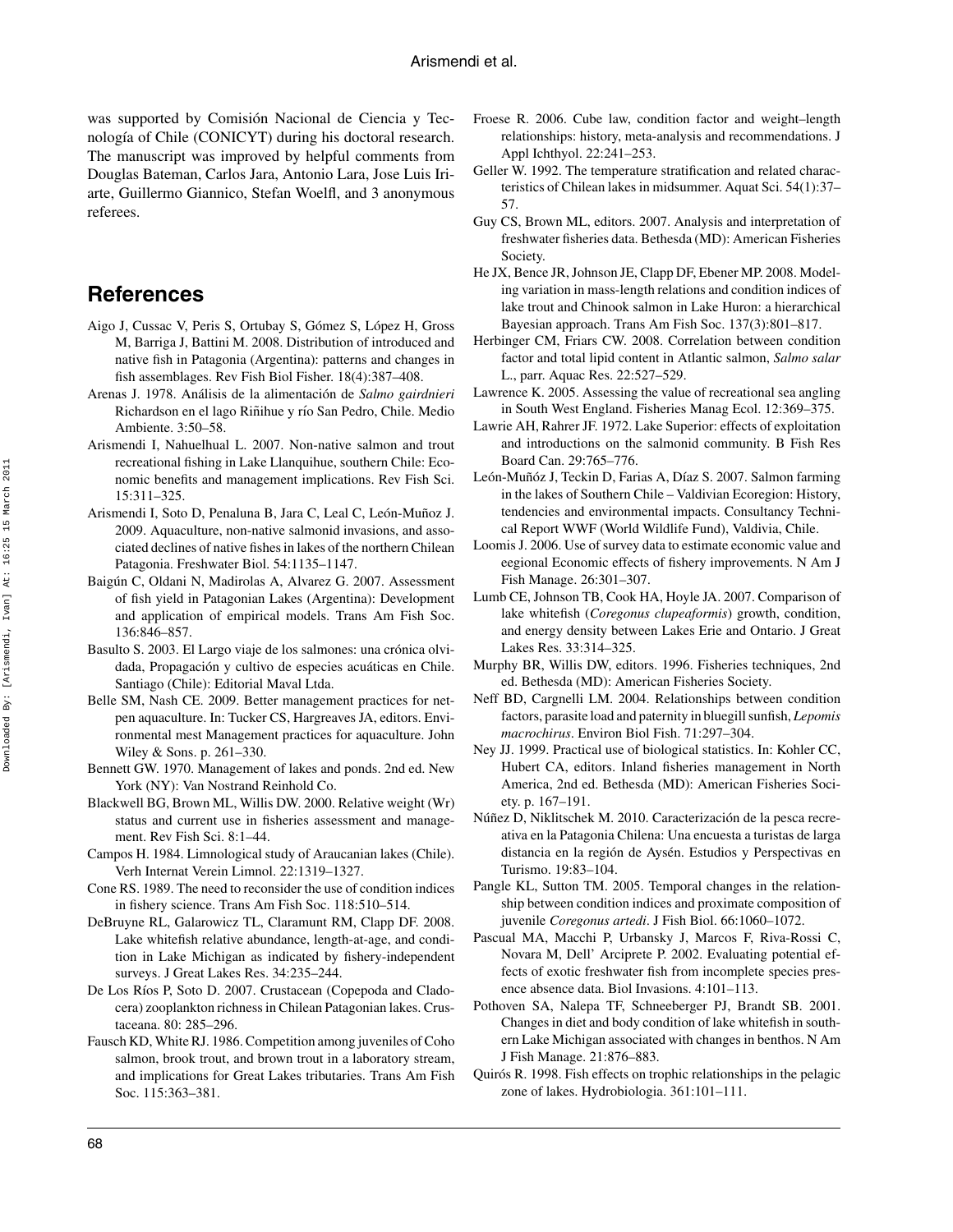was supported by Comisión Nacional de Ciencia y Tecnología of Chile (CONICYT) during his doctoral research. The manuscript was improved by helpful comments from Douglas Bateman, Carlos Jara, Antonio Lara, Jose Luis Iriarte, Guillermo Giannico, Stefan Woelfl, and 3 anonymous referees.

## References

Aigo J, Cussac V, Peris S, Ortubay S, Gómez S, López H, Gross M, Barriga J, Battini M. 2008. Distribution of introduced and native fish in Patagonia (Argentina): patterns and changes in fish assemblages. Rev Fish Biol Fisher. 18(4):387–408.

Arenas J. 1978. Análisis de la alimentación de *Salmo gairdnieri* Richardson en el lago Riñihue y río San Pedro, Chile. Medio Ambiente. 3:50–58.

Arismendi I, Nahuelhual L. 2007. Non-native salmon and trout recreational fishing in Lake Llanquihue, southern Chile: Economic benefits and management implications. Rev Fish Sci. 15:311–325.

Arismendi I, Soto D, Penaluna B, Jara C, Leal C, León-Muñoz J. 2009. Aquaculture, non-native salmonid invasions, and associated declines of native fishes in lakes of the northern Chilean Patagonia. Freshwater Biol. 54:1135–1147.

Baigún C, Oldani N, Madirolas A, Alvarez G. 2007. Assessment of fish yield in Patagonian Lakes (Argentina): Development and application of empirical models. Trans Am Fish Soc. 136:846–857.

Basulto S. 2003. El Largo viaje de los salmones: una crónica olvidada, Propagación y cultivo de especies acuáticas en Chile. Santiago (Chile): Editorial Maval Ltda.

Belle SM, Nash CE. 2009. Better management practices for net-pen aquaculture. In: Tucker CS, Hargreaves JA, editors. Environmental mest Management practices for aquaculture. John Wiley & Sons. p. 261–330.

Bennett GW. 1970. Management of lakes and ponds. 2nd ed. New York (NY): Van Nostrand Reinhold Co.

Blackwell BG, Brown ML, Willis DW. 2000. Relative weight (Wr) status and current use in fisheries assessment and management. Rev Fish Sci. 8:1–44.

Campos H. 1984. Limnological study of Araucanian lakes (Chile). Verh Internat Verein Limnol. 22:1319–1327.

Cone RS. 1989. The need to reconsider the use of condition indices in fishery science. Trans Am Fish Soc. 118:510–514.

DeBruyne RL, Galarowicz TL, Claramunt RM, Clapp DF. 2008. Lake whitefish relative abundance, length-at-age, and condition in Lake Michigan as indicated by fishery-independent surveys. J Great Lakes Res. 34:235–244.

De Los Ríos P, Soto D. 2007. Crustacean (Copepoda and Cladocera) zooplankton richness in Chilean Patagonian lakes. Crustaceana. 80: 285–296.

Fausch KD, White RJ. 1986. Competition among juveniles of Coho salmon, brook trout, and brown trout in a laboratory stream, and implications for Great Lakes tributaries. Trans Am Fish Soc. 115:363–381.

Froese R. 2006. Cube law, condition factor and weight–length relationships: history, meta-analysis and recommendations. J Appl Ichthyol. 22:241–253.

Geller W. 1992. The temperature stratification and related characteristics of Chilean lakes in midsummer. Aquat Sci. 54(1):37–57.

Guy CS, Brown ML, editors. 2007. Analysis and interpretation of freshwater fisheries data. Bethesda (MD): American Fisheries Society.

He JX, Bence JR, Johnson JE, Clapp DF, Ebener MP. 2008. Modeling variation in mass-length relations and condition indices of lake trout and Chinook salmon in Lake Huron: a hierarchical Bayesian approach. Trans Am Fish Soc. 137(3):801–817.

Herbinger CM, Friars CW. 2008. Correlation between condition factor and total lipid content in Atlantic salmon, *Salmo salar* L., parr. Aquac Res. 22:527–529.

Lawrence K. 2005. Assessing the value of recreational sea angling in South West England. Fisheries Manag Ecol. 12:369–375.

Lawrie AH, Rahrer JF. 1972. Lake Superior: effects of exploitation and introductions on the salmonid community. B Fish Res Board Can. 29:765–776.

León-Muñóz J, Teckin D, Farias A, Díaz S. 2007. Salmon farming in the lakes of Southern Chile – Valdivian Ecoregion: History, tendencies and environmental impacts. Consultancy Technical Report WWF (World Wildlife Fund), Valdivia, Chile.

Loomis J. 2006. Use of survey data to estimate economic value and eegional Economic effects of fishery improvements. N Am J Fish Manage. 26:301–307.

Lumb CE, Johnson TB, Cook HA, Hoyle JA. 2007. Comparison of lake whitefish (*Coregonus clupeaformis*) growth, condition, and energy density between Lakes Erie and Ontario. J Great Lakes Res. 33:314–325.

Murphy BR, Willis DW, editors. 1996. Fisheries techniques, 2nd ed. Bethesda (MD): American Fisheries Society.

Neff BD, Cargnelli LM. 2004. Relationships between condition factors, parasite load and paternity in bluegill sunfish, *Lepomis macrochirus*. Environ Biol Fish. 71:297–304.

Ney JJ. 1999. Practical use of biological statistics. In: Kohler CC, Hubert CA, editors. Inland fisheries management in North America, 2nd ed. Bethesda (MD): American Fisheries Society. p. 167–191.

Núñez D, Niklitschek M. 2010. Caracterización de la pesca recreativa en la Patagonia Chilena: Una encuesta a turistas de larga distancia en la región de Aysén. Estudios y Perspectivas en Turismo. 19:83–104.

Pangle KL, Sutton TM. 2005. Temporal changes in the relationship between condition indices and proximate composition of juvenile *Coregonus artedi*. J Fish Biol. 66:1060–1072.

Pascual MA, Macchi P, Urbansky J, Marcos F, Riva-Rossi C, Novara M, Dell' Arciprete P. 2002. Evaluating potential effects of exotic freshwater fish from incomplete species presence absence data. Biol Invasions. 4:101–113.

Pothoven SA, Nalepa TF, Schneeberger PJ, Brandt SB. 2001. Changes in diet and body condition of lake whitefish in southern Lake Michigan associated with changes in benthos. N Am J Fish Manage. 21:876–883.

Quirós R. 1998. Fish effects on trophic relationships in the pelagic zone of lakes. Hydrobiologia. 361:101–111.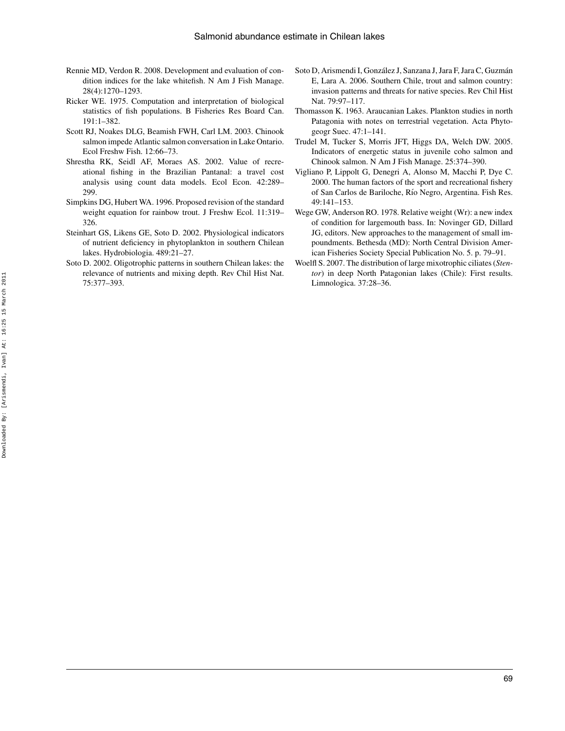Rennie MD, Verdon R. 2008. Development and evaluation of condition indices for the lake whitefish. N Am J Fish Manage. 28(4):1270–1293.

Ricker WE. 1975. Computation and interpretation of biological statistics of fish populations. B Fisheries Res Board Can. 191:1–382.

Scott RJ, Noakes DLG, Beamish FWH, Carl LM. 2003. Chinook salmon impede Atlantic salmon conversation in Lake Ontario. Ecol Freshw Fish. 12:66–73.

Shrestha RK, Seidl AF, Moraes AS. 2002. Value of recreational fishing in the Brazilian Pantanal: a travel cost analysis using count data models. Ecol Econ. 42:289–299.

Simpkins DG, Hubert WA. 1996. Proposed revision of the standard weight equation for rainbow trout. J Freshw Ecol. 11:319–326.

Steinhart GS, Likens GE, Soto D. 2002. Physiological indicators of nutrient deficiency in phytoplankton in southern Chilean lakes. Hydrobiologia. 489:21–27.

Soto D. 2002. Oligotrophic patterns in southern Chilean lakes: the relevance of nutrients and mixing depth. Rev Chil Hist Nat. 75:377–393.

Soto D, Arismendi I, González J, Sanzana J, Jara F, Jara C, Guzmán E, Lara A. 2006. Southern Chile, trout and salmon country: invasion patterns and threats for native species. Rev Chil Hist Nat. 79:97–117.

Thomasson K. 1963. Araucanian Lakes. Plankton studies in north Patagonia with notes on terrestrial vegetation. Acta Phytogeogr Suec. 47:1–141.

Trudel M, Tucker S, Morris JFT, Higgs DA, Welch DW. 2005. Indicators of energetic status in juvenile coho salmon and Chinook salmon. N Am J Fish Manage. 25:374–390.

Vigliano P, Lippolt G, Denegri A, Alonso M, Macchi P, Dye C. 2000. The human factors of the sport and recreational fishery of San Carlos de Bariloche, Río Negro, Argentina. Fish Res. 49:141–153.

Wege GW, Anderson RO. 1978. Relative weight (Wr): a new index of condition for largemouth bass. In: Novinger GD, Dillard JG, editors. New approaches to the management of small impoundments. Bethesda (MD): North Central Division American Fisheries Society Special Publication No. 5. p. 79–91.

Woelfl S. 2007. The distribution of large mixotrophic ciliates (*Stentor*) in deep North Patagonian lakes (Chile): First results. Limnologica. 37:28–36.